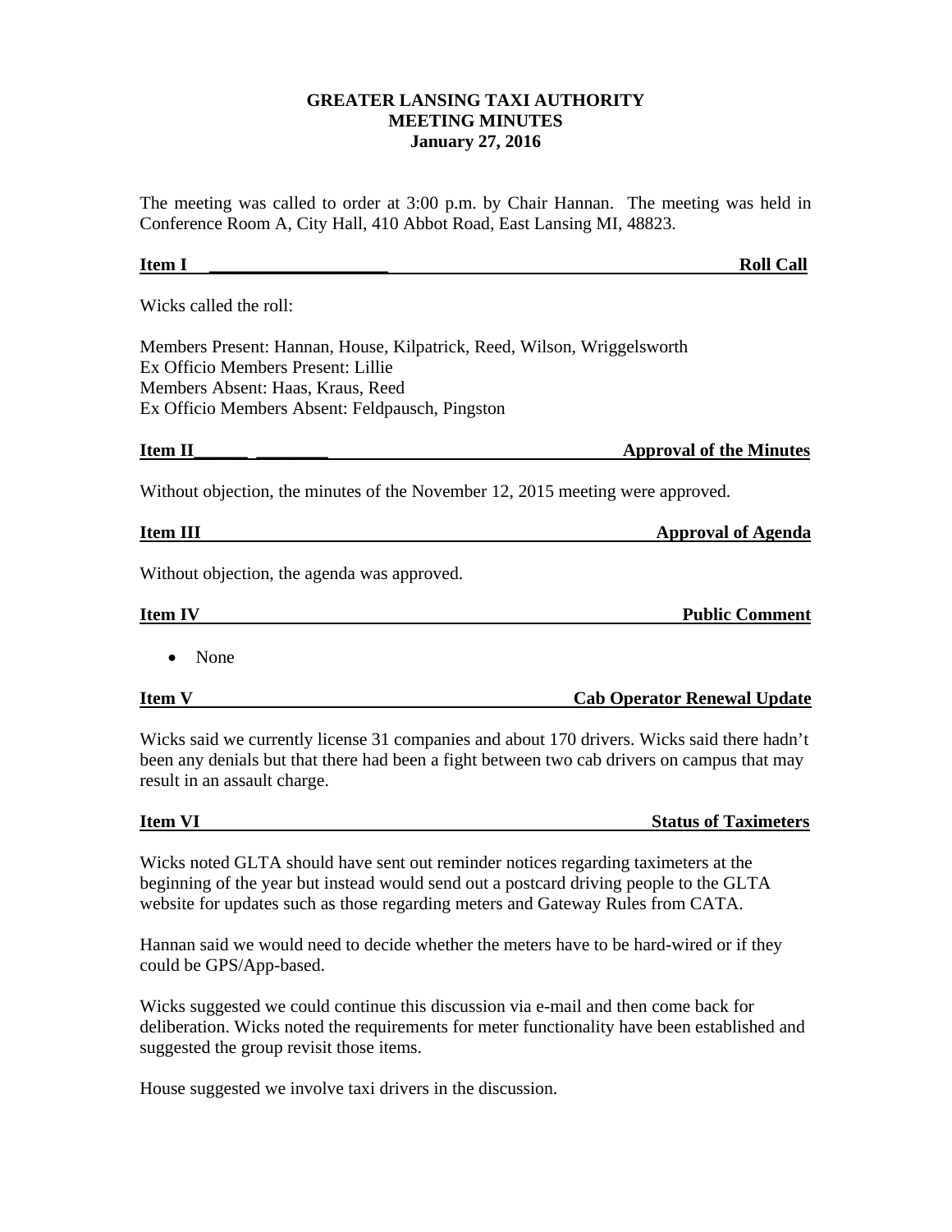# GREATER LANSING TAXI AUTHORITY
## MEETING MINUTES
### January 27, 2016

The meeting was called to order at 3:00 p.m. by Chair Hannan. The meeting was held in Conference Room A, City Hall, 410 Abbot Road, East Lansing MI, 48823.

**Item I — Roll Call**

Wicks called the roll:

Members Present: Hannan, House, Kilpatrick, Reed, Wilson, Wriggelsworth
Ex Officio Members Present: Lillie
Members Absent: Haas, Kraus, Reed
Ex Officio Members Absent: Feldpausch, Pingston

**Item II — Approval of the Minutes**

Without objection, the minutes of the November 12, 2015 meeting were approved.

**Item III — Approval of Agenda**

Without objection, the agenda was approved.

**Item IV — Public Comment**

- None

**Item V — Cab Operator Renewal Update**

Wicks said we currently license 31 companies and about 170 drivers. Wicks said there hadn't been any denials but that there had been a fight between two cab drivers on campus that may result in an assault charge.

**Item VI — Status of Taximeters**

Wicks noted GLTA should have sent out reminder notices regarding taximeters at the beginning of the year but instead would send out a postcard driving people to the GLTA website for updates such as those regarding meters and Gateway Rules from CATA.

Hannan said we would need to decide whether the meters have to be hard-wired or if they could be GPS/App-based.

Wicks suggested we could continue this discussion via e-mail and then come back for deliberation. Wicks noted the requirements for meter functionality have been established and suggested the group revisit those items.

House suggested we involve taxi drivers in the discussion.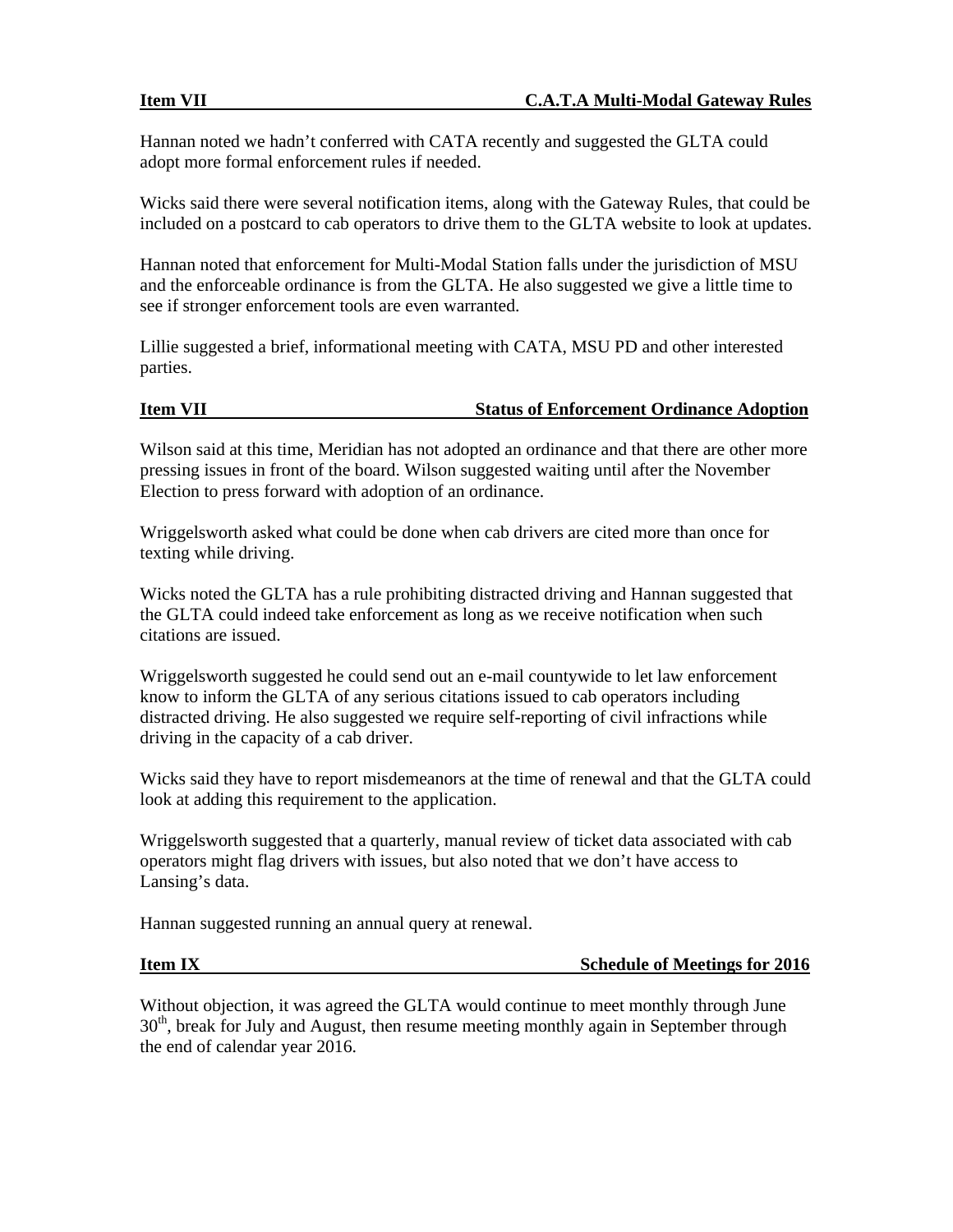**Item VII C.A.T.A Multi-Modal Gateway Rules**

Hannan noted we hadn’t conferred with CATA recently and suggested the GLTA could adopt more formal enforcement rules if needed.

Wicks said there were several notification items, along with the Gateway Rules, that could be included on a postcard to cab operators to drive them to the GLTA website to look at updates.

Hannan noted that enforcement for Multi-Modal Station falls under the jurisdiction of MSU and the enforceable ordinance is from the GLTA. He also suggested we give a little time to see if stronger enforcement tools are even warranted.

Lillie suggested a brief, informational meeting with CATA, MSU PD and other interested parties.

**Item VII Status of Enforcement Ordinance Adoption**

Wilson said at this time, Meridian has not adopted an ordinance and that there are other more pressing issues in front of the board. Wilson suggested waiting until after the November Election to press forward with adoption of an ordinance.

Wriggelsworth asked what could be done when cab drivers are cited more than once for texting while driving.

Wicks noted the GLTA has a rule prohibiting distracted driving and Hannan suggested that the GLTA could indeed take enforcement as long as we receive notification when such citations are issued.

Wriggelsworth suggested he could send out an e-mail countywide to let law enforcement know to inform the GLTA of any serious citations issued to cab operators including distracted driving. He also suggested we require self-reporting of civil infractions while driving in the capacity of a cab driver.

Wicks said they have to report misdemeanors at the time of renewal and that the GLTA could look at adding this requirement to the application.

Wriggelsworth suggested that a quarterly, manual review of ticket data associated with cab operators might flag drivers with issues, but also noted that we don’t have access to Lansing’s data.

Hannan suggested running an annual query at renewal.

**Item IX Schedule of Meetings for 2016**

Without objection, it was agreed the GLTA would continue to meet monthly through June 30th, break for July and August, then resume meeting monthly again in September through the end of calendar year 2016.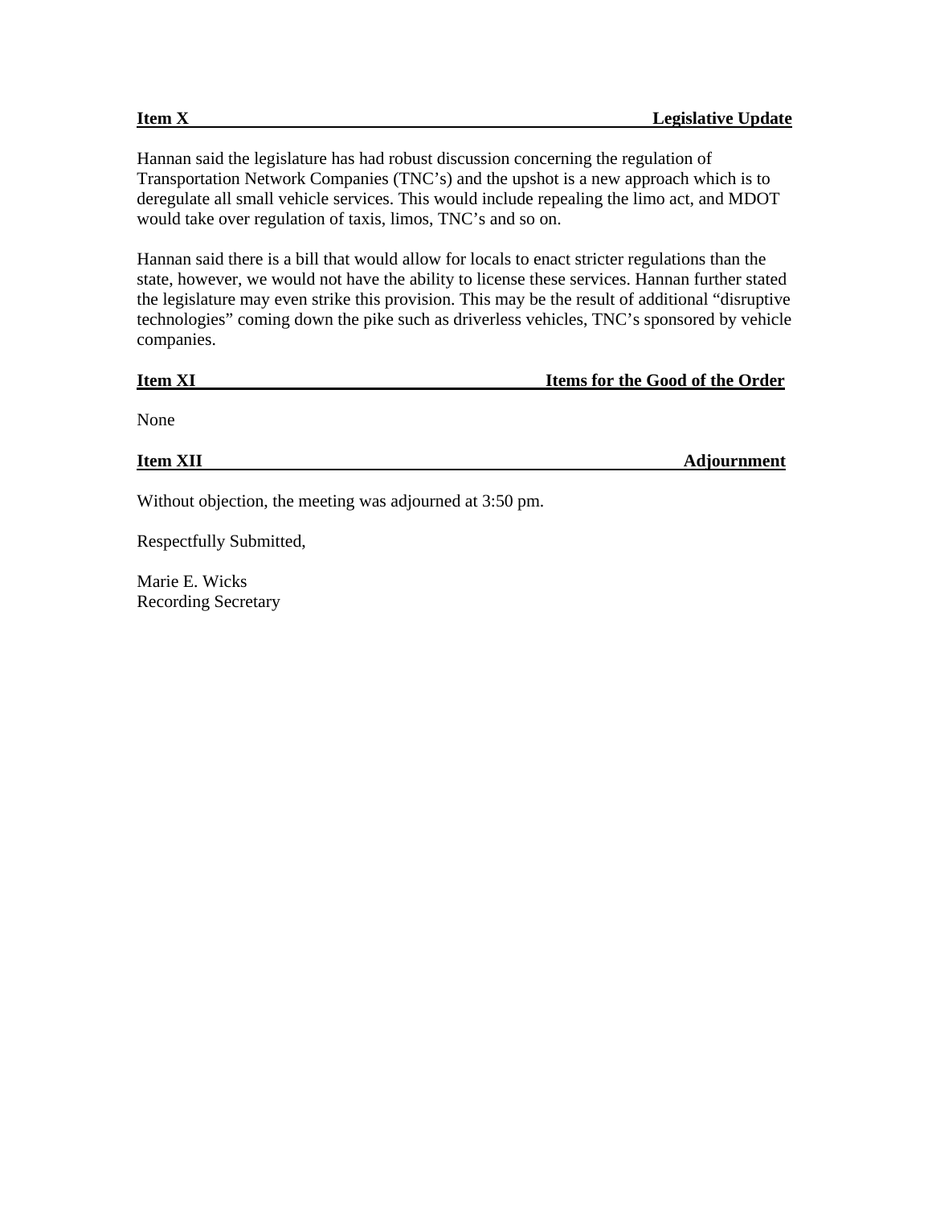**Item X — Legislative Update**

Hannan said the legislature has had robust discussion concerning the regulation of Transportation Network Companies (TNC's) and the upshot is a new approach which is to deregulate all small vehicle services. This would include repealing the limo act, and MDOT would take over regulation of taxis, limos, TNC's and so on.

Hannan said there is a bill that would allow for locals to enact stricter regulations than the state, however, we would not have the ability to license these services. Hannan further stated the legislature may even strike this provision. This may be the result of additional "disruptive technologies" coming down the pike such as driverless vehicles, TNC's sponsored by vehicle companies.

**Item XI — Items for the Good of the Order**

None

**Item XII — Adjournment**

Without objection, the meeting was adjourned at 3:50 pm.

Respectfully Submitted,

Marie E. Wicks
Recording Secretary